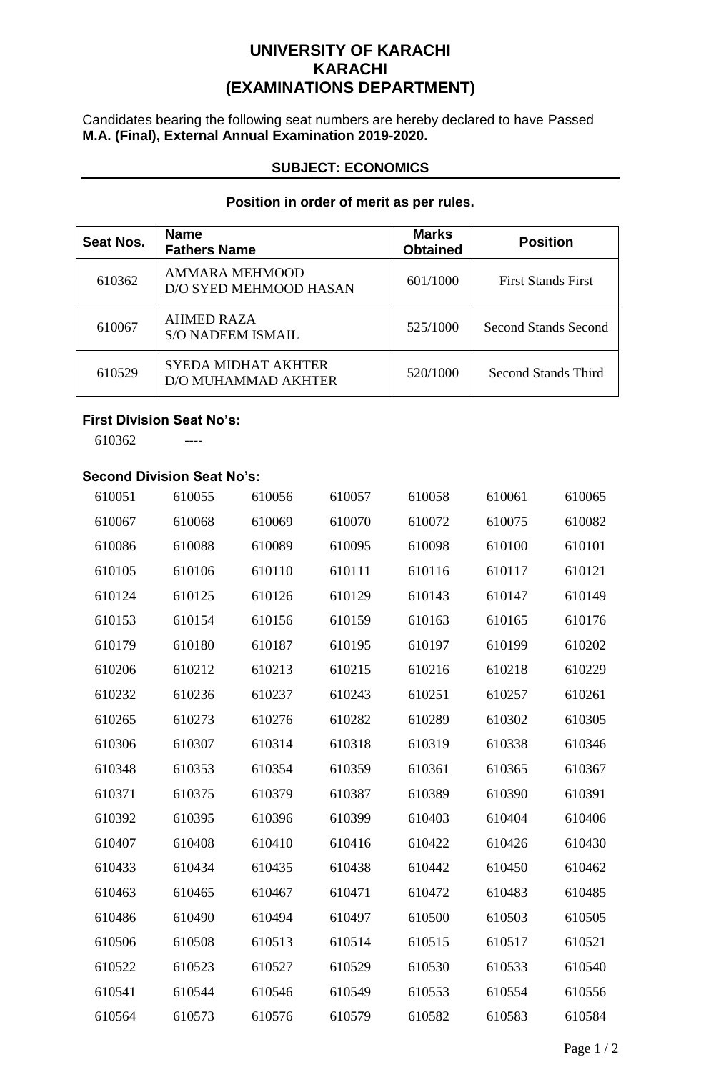# UNIVERSITY OF KARACHI
# KARACHI
# (EXAMINATIONS DEPARTMENT)

Candidates bearing the following seat numbers are hereby declared to have Passed **M.A. (Final), External Annual Examination 2019-2020.**

**SUBJECT: ECONOMICS**

**Position in order of merit as per rules.**

| Seat Nos. | Name<br>Fathers Name | Marks Obtained | Position |
|---|---|---|---|
| 610362 | AMMARA MEHMOOD<br>D/O SYED MEHMOOD HASAN | 601/1000 | First Stands First |
| 610067 | AHMED RAZA<br>S/O NADEEM ISMAIL | 525/1000 | Second Stands Second |
| 610529 | SYEDA MIDHAT AKHTER<br>D/O MUHAMMAD AKHTER | 520/1000 | Second Stands Third |

**First Division Seat No's:**

610362 ----

**Second Division Seat No's:**

| | | | | | | |
|---|---|---|---|---|---|---|
| 610051 | 610055 | 610056 | 610057 | 610058 | 610061 | 610065 |
| 610067 | 610068 | 610069 | 610070 | 610072 | 610075 | 610082 |
| 610086 | 610088 | 610089 | 610095 | 610098 | 610100 | 610101 |
| 610105 | 610106 | 610110 | 610111 | 610116 | 610117 | 610121 |
| 610124 | 610125 | 610126 | 610129 | 610143 | 610147 | 610149 |
| 610153 | 610154 | 610156 | 610159 | 610163 | 610165 | 610176 |
| 610179 | 610180 | 610187 | 610195 | 610197 | 610199 | 610202 |
| 610206 | 610212 | 610213 | 610215 | 610216 | 610218 | 610229 |
| 610232 | 610236 | 610237 | 610243 | 610251 | 610257 | 610261 |
| 610265 | 610273 | 610276 | 610282 | 610289 | 610302 | 610305 |
| 610306 | 610307 | 610314 | 610318 | 610319 | 610338 | 610346 |
| 610348 | 610353 | 610354 | 610359 | 610361 | 610365 | 610367 |
| 610371 | 610375 | 610379 | 610387 | 610389 | 610390 | 610391 |
| 610392 | 610395 | 610396 | 610399 | 610403 | 610404 | 610406 |
| 610407 | 610408 | 610410 | 610416 | 610422 | 610426 | 610430 |
| 610433 | 610434 | 610435 | 610438 | 610442 | 610450 | 610462 |
| 610463 | 610465 | 610467 | 610471 | 610472 | 610483 | 610485 |
| 610486 | 610490 | 610494 | 610497 | 610500 | 610503 | 610505 |
| 610506 | 610508 | 610513 | 610514 | 610515 | 610517 | 610521 |
| 610522 | 610523 | 610527 | 610529 | 610530 | 610533 | 610540 |
| 610541 | 610544 | 610546 | 610549 | 610553 | 610554 | 610556 |
| 610564 | 610573 | 610576 | 610579 | 610582 | 610583 | 610584 |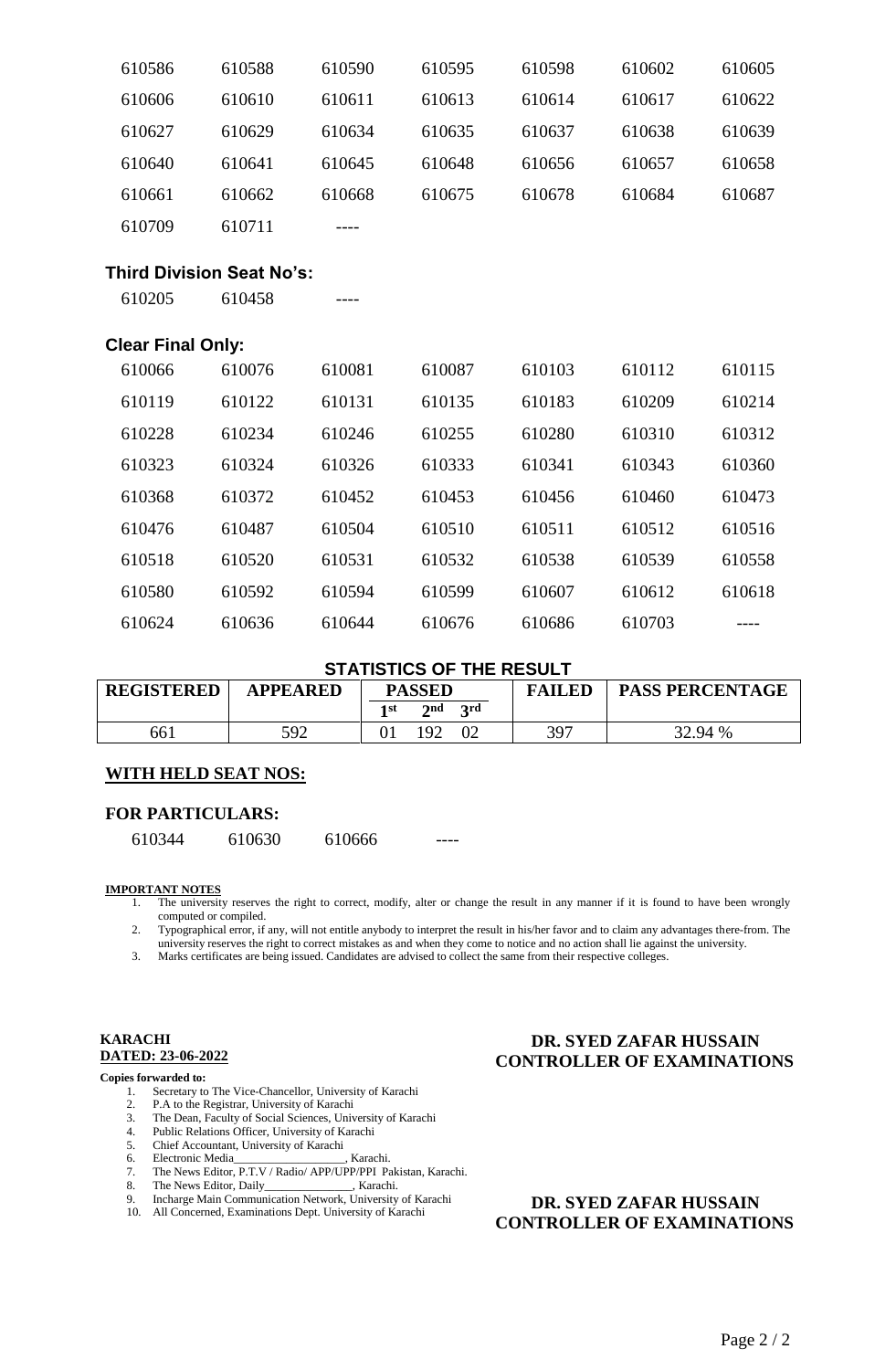| | | | | | | |
|---|---|---|---|---|---|---|
| 610586 | 610588 | 610590 | 610595 | 610598 | 610602 | 610605 |
| 610606 | 610610 | 610611 | 610613 | 610614 | 610617 | 610622 |
| 610627 | 610629 | 610634 | 610635 | 610637 | 610638 | 610639 |
| 610640 | 610641 | 610645 | 610648 | 610656 | 610657 | 610658 |
| 610661 | 610662 | 610668 | 610675 | 610678 | 610684 | 610687 |
| 610709 | 610711 | ---- | | | | |

**Third Division Seat No's:**

| | | |
|---|---|---|
| 610205 | 610458 | ---- |

**Clear Final Only:**

| | | | | | | |
|---|---|---|---|---|---|---|
| 610066 | 610076 | 610081 | 610087 | 610103 | 610112 | 610115 |
| 610119 | 610122 | 610131 | 610135 | 610183 | 610209 | 610214 |
| 610228 | 610234 | 610246 | 610255 | 610280 | 610310 | 610312 |
| 610323 | 610324 | 610326 | 610333 | 610341 | 610343 | 610360 |
| 610368 | 610372 | 610452 | 610453 | 610456 | 610460 | 610473 |
| 610476 | 610487 | 610504 | 610510 | 610511 | 610512 | 610516 |
| 610518 | 610520 | 610531 | 610532 | 610538 | 610539 | 610558 |
| 610580 | 610592 | 610594 | 610599 | 610607 | 610612 | 610618 |
| 610624 | 610636 | 610644 | 610676 | 610686 | 610703 | ---- |

## STATISTICS OF THE RESULT

| REGISTERED | APPEARED | PASSED | | | FAILED | PASS PERCENTAGE |
|---|---|---|---|---|---|---|
| | | 1st | 2nd | 3rd | | |
| 661 | 592 | 01 | 192 | 02 | 397 | 32.94 % |

**WITH HELD SEAT NOS:**

**FOR PARTICULARS:**

| | | | |
|---|---|---|---|
| 610344 | 610630 | 610666 | ---- |

**IMPORTANT NOTES**

1. The university reserves the right to correct, modify, alter or change the result in any manner if it is found to have been wrongly computed or compiled.
2. Typographical error, if any, will not entitle anybody to interpret the result in his/her favor and to claim any advantages there-from. The university reserves the right to correct mistakes as and when they come to notice and no action shall lie against the university.
3. Marks certificates are being issued. Candidates are advised to collect the same from their respective colleges.

**KARACHI**
**DATED: 23-06-2022**

**DR. SYED ZAFAR HUSSAIN**
**CONTROLLER OF EXAMINATIONS**

**Copies forwarded to:**

1. Secretary to The Vice-Chancellor, University of Karachi
2. P.A to the Registrar, University of Karachi
3. The Dean, Faculty of Social Sciences, University of Karachi
4. Public Relations Officer, University of Karachi
5. Chief Accountant, University of Karachi
6. Electronic Media___________________, Karachi.
7. The News Editor, P.T.V / Radio/ APP/UPP/PPI Pakistan, Karachi.
8. The News Editor, Daily_______________, Karachi.
9. Incharge Main Communication Network, University of Karachi
10. All Concerned, Examinations Dept. University of Karachi

**DR. SYED ZAFAR HUSSAIN**
**CONTROLLER OF EXAMINATIONS**